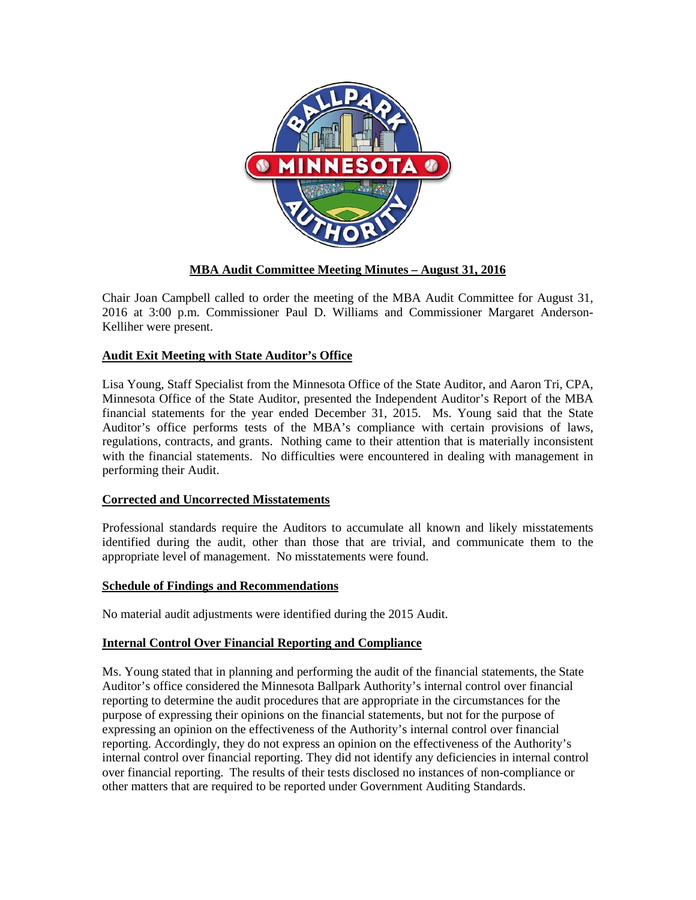**MBA Audit Committee Meeting Minutes – August 31, 2016**

Chair Joan Campbell called to order the meeting of the MBA Audit Committee for August 31, 2016 at 3:00 p.m. Commissioner Paul D. Williams and Commissioner Margaret Anderson-Kelliher were present.

**Audit Exit Meeting with State Auditor's Office**

Lisa Young, Staff Specialist from the Minnesota Office of the State Auditor, and Aaron Tri, CPA, Minnesota Office of the State Auditor, presented the Independent Auditor's Report of the MBA financial statements for the year ended December 31, 2015. Ms. Young said that the State Auditor's office performs tests of the MBA's compliance with certain provisions of laws, regulations, contracts, and grants. Nothing came to their attention that is materially inconsistent with the financial statements. No difficulties were encountered in dealing with management in performing their Audit.

**Corrected and Uncorrected Misstatements**

Professional standards require the Auditors to accumulate all known and likely misstatements identified during the audit, other than those that are trivial, and communicate them to the appropriate level of management. No misstatements were found.

**Schedule of Findings and Recommendations**

No material audit adjustments were identified during the 2015 Audit.

**Internal Control Over Financial Reporting and Compliance**

Ms. Young stated that in planning and performing the audit of the financial statements, the State Auditor's office considered the Minnesota Ballpark Authority's internal control over financial reporting to determine the audit procedures that are appropriate in the circumstances for the purpose of expressing their opinions on the financial statements, but not for the purpose of expressing an opinion on the effectiveness of the Authority's internal control over financial reporting. Accordingly, they do not express an opinion on the effectiveness of the Authority's internal control over financial reporting. They did not identify any deficiencies in internal control over financial reporting. The results of their tests disclosed no instances of non-compliance or other matters that are required to be reported under Government Auditing Standards.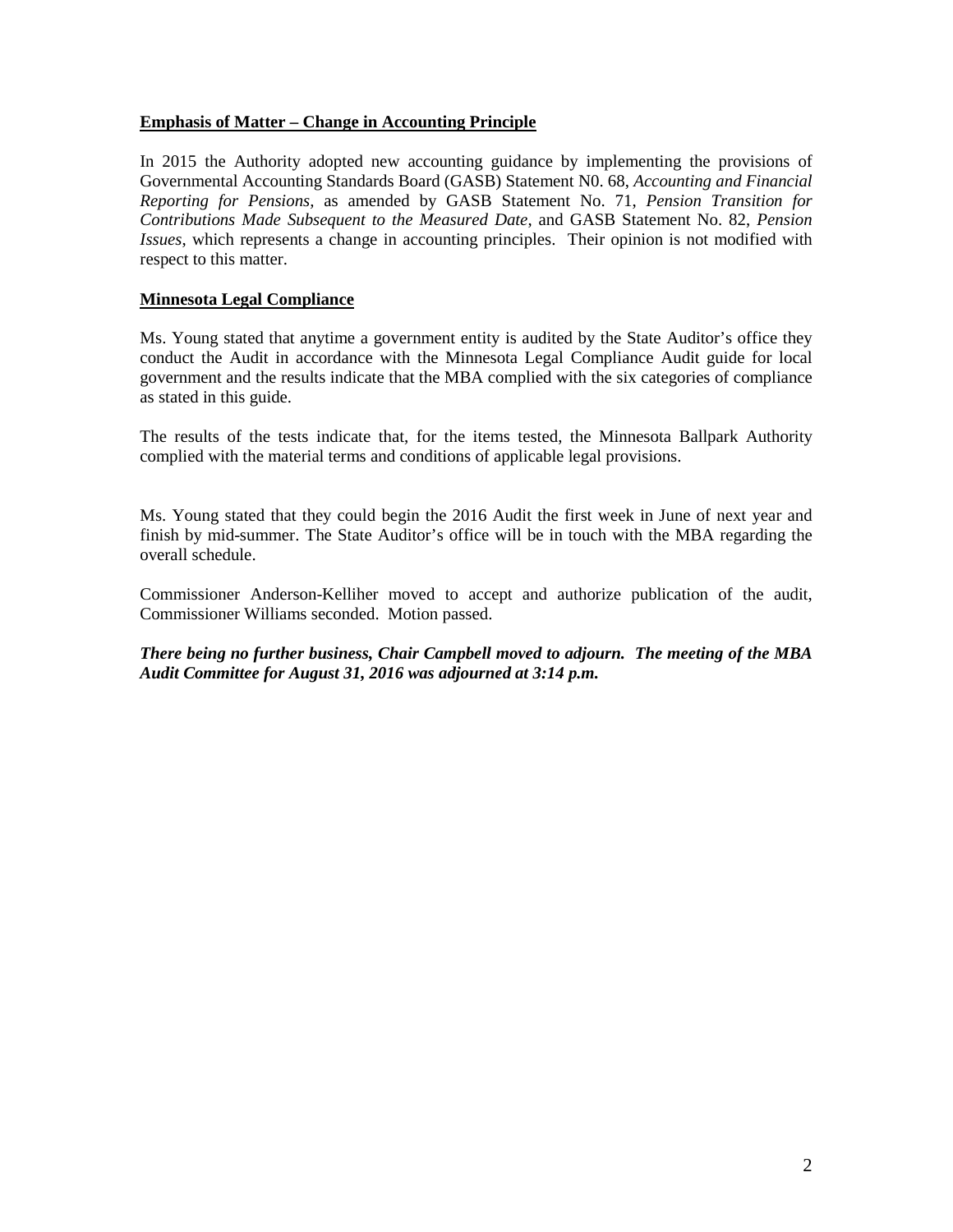**Emphasis of Matter – Change in Accounting Principle**

In 2015 the Authority adopted new accounting guidance by implementing the provisions of Governmental Accounting Standards Board (GASB) Statement N0. 68, *Accounting and Financial Reporting for Pensions*, as amended by GASB Statement No. 71, *Pension Transition for Contributions Made Subsequent to the Measured Date*, and GASB Statement No. 82, *Pension Issues*, which represents a change in accounting principles. Their opinion is not modified with respect to this matter.

**Minnesota Legal Compliance**

Ms. Young stated that anytime a government entity is audited by the State Auditor's office they conduct the Audit in accordance with the Minnesota Legal Compliance Audit guide for local government and the results indicate that the MBA complied with the six categories of compliance as stated in this guide.

The results of the tests indicate that, for the items tested, the Minnesota Ballpark Authority complied with the material terms and conditions of applicable legal provisions.

Ms. Young stated that they could begin the 2016 Audit the first week in June of next year and finish by mid-summer. The State Auditor's office will be in touch with the MBA regarding the overall schedule.

Commissioner Anderson-Kelliher moved to accept and authorize publication of the audit, Commissioner Williams seconded. Motion passed.

***There being no further business, Chair Campbell moved to adjourn. The meeting of the MBA Audit Committee for August 31, 2016 was adjourned at 3:14 p.m.***